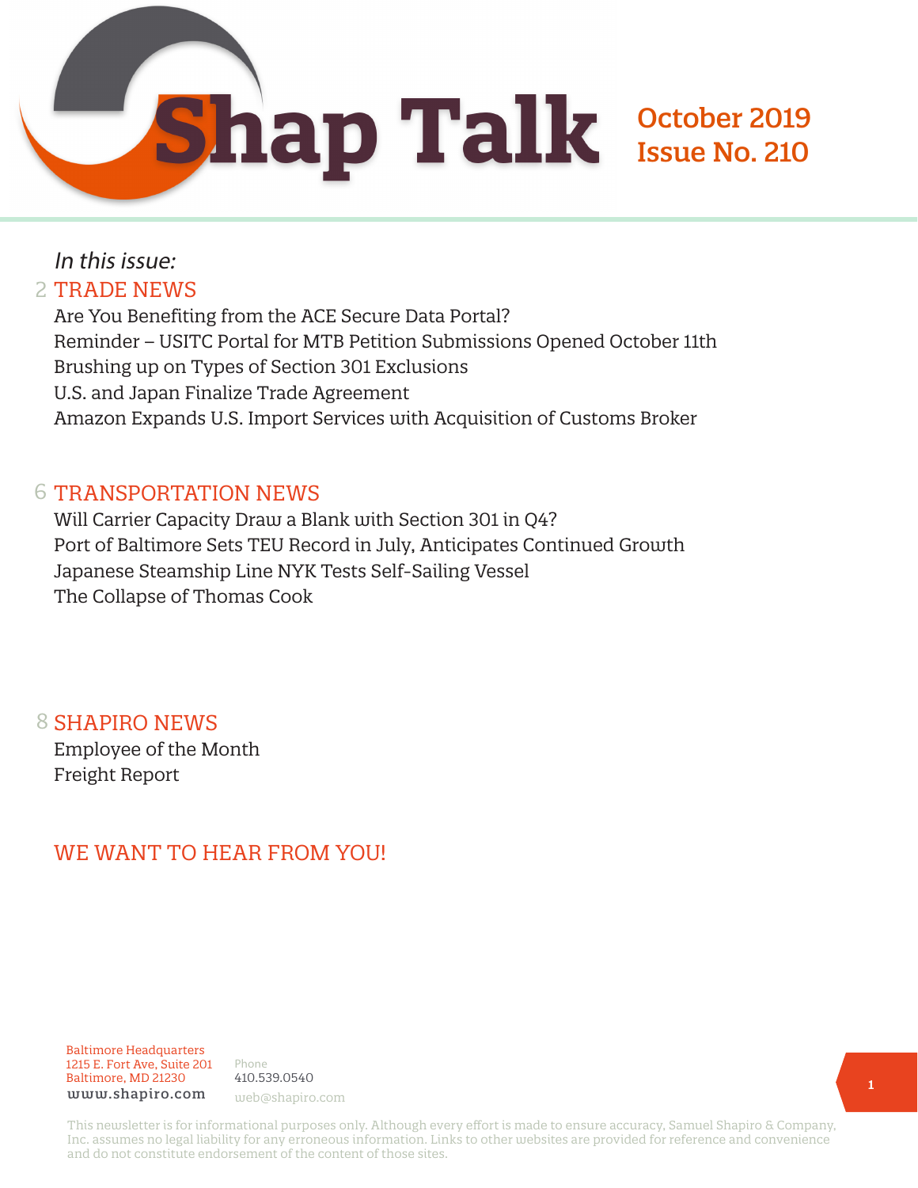# Shap Talk

**October 2019**
**Issue No. 210**

*In this issue:*

## 2 TRADE NEWS

Are You Benefiting from the ACE Secure Data Portal?
Reminder – USITC Portal for MTB Petition Submissions Opened October 11th
Brushing up on Types of Section 301 Exclusions
U.S. and Japan Finalize Trade Agreement
Amazon Expands U.S. Import Services with Acquisition of Customs Broker

## 6 TRANSPORTATION NEWS

Will Carrier Capacity Draw a Blank with Section 301 in Q4?
Port of Baltimore Sets TEU Record in July, Anticipates Continued Growth
Japanese Steamship Line NYK Tests Self-Sailing Vessel
The Collapse of Thomas Cook

## 8 SHAPIRO NEWS

Employee of the Month
Freight Report

## WE WANT TO HEAR FROM YOU!

Baltimore Headquarters
1215 E. Fort Ave, Suite 201
Baltimore, MD 21230
www.shapiro.com

Phone
410.539.0540
web@shapiro.com

This newsletter is for informational purposes only. Although every effort is made to ensure accuracy, Samuel Shapiro & Company, Inc. assumes no legal liability for any erroneous information. Links to other websites are provided for reference and convenience and do not constitute endorsement of the content of those sites.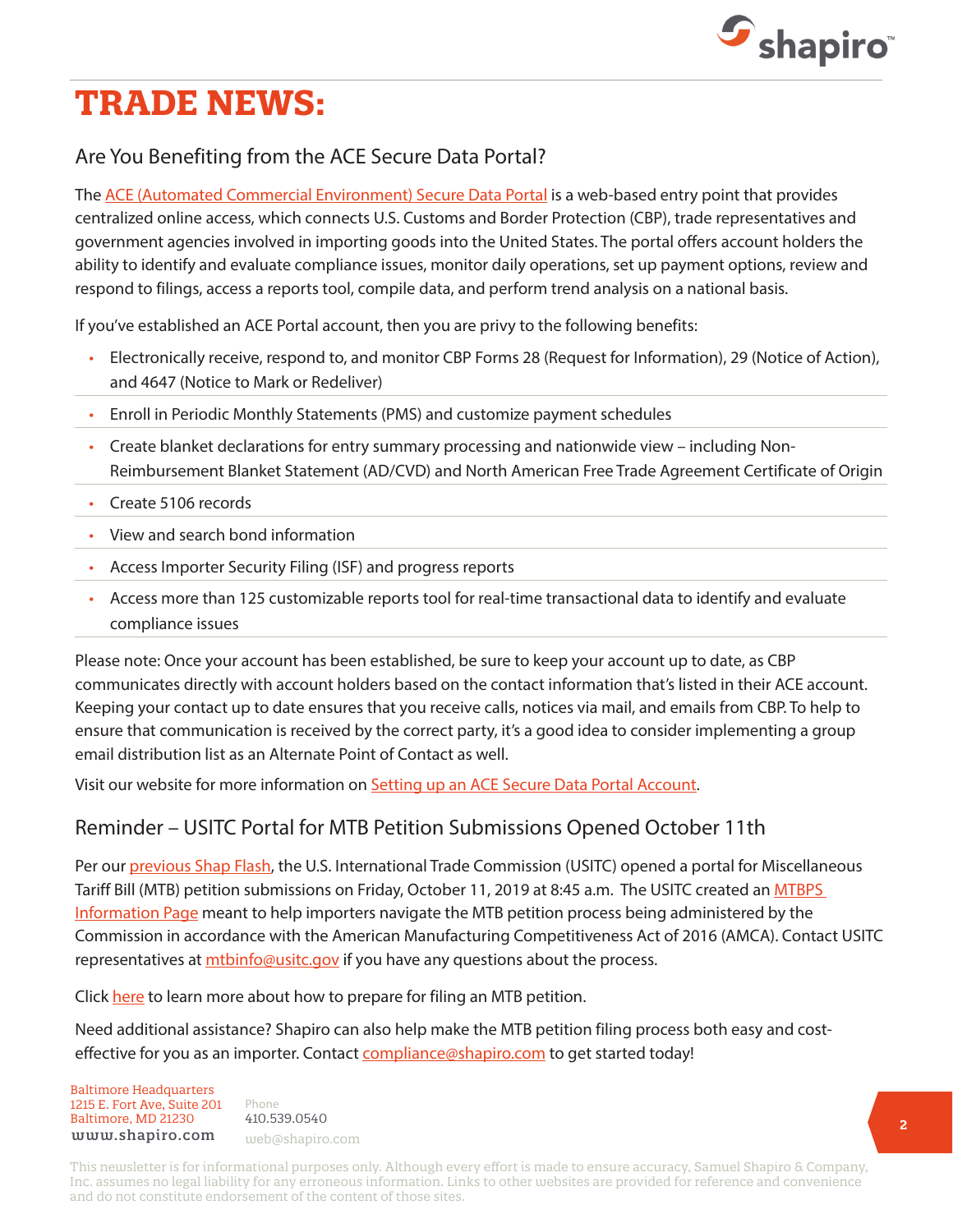# TRADE NEWS:

## Are You Benefiting from the ACE Secure Data Portal?

The ACE (Automated Commercial Environment) Secure Data Portal is a web-based entry point that provides centralized online access, which connects U.S. Customs and Border Protection (CBP), trade representatives and government agencies involved in importing goods into the United States. The portal offers account holders the ability to identify and evaluate compliance issues, monitor daily operations, set up payment options, review and respond to filings, access a reports tool, compile data, and perform trend analysis on a national basis.

If you've established an ACE Portal account, then you are privy to the following benefits:

- Electronically receive, respond to, and monitor CBP Forms 28 (Request for Information), 29 (Notice of Action), and 4647 (Notice to Mark or Redeliver)
- Enroll in Periodic Monthly Statements (PMS) and customize payment schedules
- Create blanket declarations for entry summary processing and nationwide view – including Non-Reimbursement Blanket Statement (AD/CVD) and North American Free Trade Agreement Certificate of Origin
- Create 5106 records
- View and search bond information
- Access Importer Security Filing (ISF) and progress reports
- Access more than 125 customizable reports tool for real-time transactional data to identify and evaluate compliance issues

Please note: Once your account has been established, be sure to keep your account up to date, as CBP communicates directly with account holders based on the contact information that's listed in their ACE account. Keeping your contact up to date ensures that you receive calls, notices via mail, and emails from CBP. To help to ensure that communication is received by the correct party, it's a good idea to consider implementing a group email distribution list as an Alternate Point of Contact as well.

Visit our website for more information on Setting up an ACE Secure Data Portal Account.

## Reminder – USITC Portal for MTB Petition Submissions Opened October 11th

Per our previous Shap Flash, the U.S. International Trade Commission (USITC) opened a portal for Miscellaneous Tariff Bill (MTB) petition submissions on Friday, October 11, 2019 at 8:45 a.m. The USITC created an MTBPS Information Page meant to help importers navigate the MTB petition process being administered by the Commission in accordance with the American Manufacturing Competitiveness Act of 2016 (AMCA). Contact USITC representatives at mtbinfo@usitc.gov if you have any questions about the process.

Click here to learn more about how to prepare for filing an MTB petition.

Need additional assistance? Shapiro can also help make the MTB petition filing process both easy and cost-effective for you as an importer. Contact compliance@shapiro.com to get started today!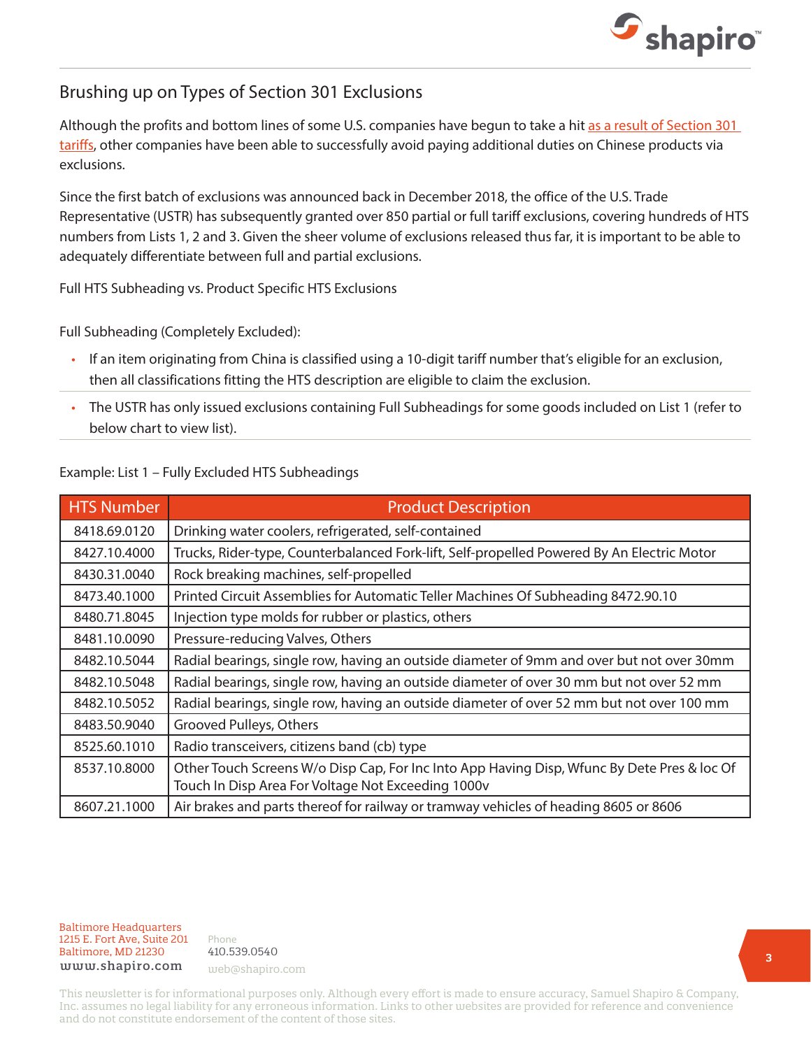## Brushing up on Types of Section 301 Exclusions

Although the profits and bottom lines of some U.S. companies have begun to take a hit as a result of Section 301 tariffs, other companies have been able to successfully avoid paying additional duties on Chinese products via exclusions.

Since the first batch of exclusions was announced back in December 2018, the office of the U.S. Trade Representative (USTR) has subsequently granted over 850 partial or full tariff exclusions, covering hundreds of HTS numbers from Lists 1, 2 and 3. Given the sheer volume of exclusions released thus far, it is important to be able to adequately differentiate between full and partial exclusions.

Full HTS Subheading vs. Product Specific HTS Exclusions

Full Subheading (Completely Excluded):

- If an item originating from China is classified using a 10-digit tariff number that's eligible for an exclusion, then all classifications fitting the HTS description are eligible to claim the exclusion.
- The USTR has only issued exclusions containing Full Subheadings for some goods included on List 1 (refer to below chart to view list).

Example: List 1 – Fully Excluded HTS Subheadings

| HTS Number | Product Description |
|---|---|
| 8418.69.0120 | Drinking water coolers, refrigerated, self-contained |
| 8427.10.4000 | Trucks, Rider-type, Counterbalanced Fork-lift, Self-propelled Powered By An Electric Motor |
| 8430.31.0040 | Rock breaking machines, self-propelled |
| 8473.40.1000 | Printed Circuit Assemblies for Automatic Teller Machines Of Subheading 8472.90.10 |
| 8480.71.8045 | Injection type molds for rubber or plastics, others |
| 8481.10.0090 | Pressure-reducing Valves, Others |
| 8482.10.5044 | Radial bearings, single row, having an outside diameter of 9mm and over but not over 30mm |
| 8482.10.5048 | Radial bearings, single row, having an outside diameter of over 30 mm but not over 52 mm |
| 8482.10.5052 | Radial bearings, single row, having an outside diameter of over 52 mm but not over 100 mm |
| 8483.50.9040 | Grooved Pulleys, Others |
| 8525.60.1010 | Radio transceivers, citizens band (cb) type |
| 8537.10.8000 | Other Touch Screens W/o Disp Cap, For Inc Into App Having Disp, Wfunc By Dete Pres & loc Of Touch In Disp Area For Voltage Not Exceeding 1000v |
| 8607.21.1000 | Air brakes and parts thereof for railway or tramway vehicles of heading 8605 or 8606 |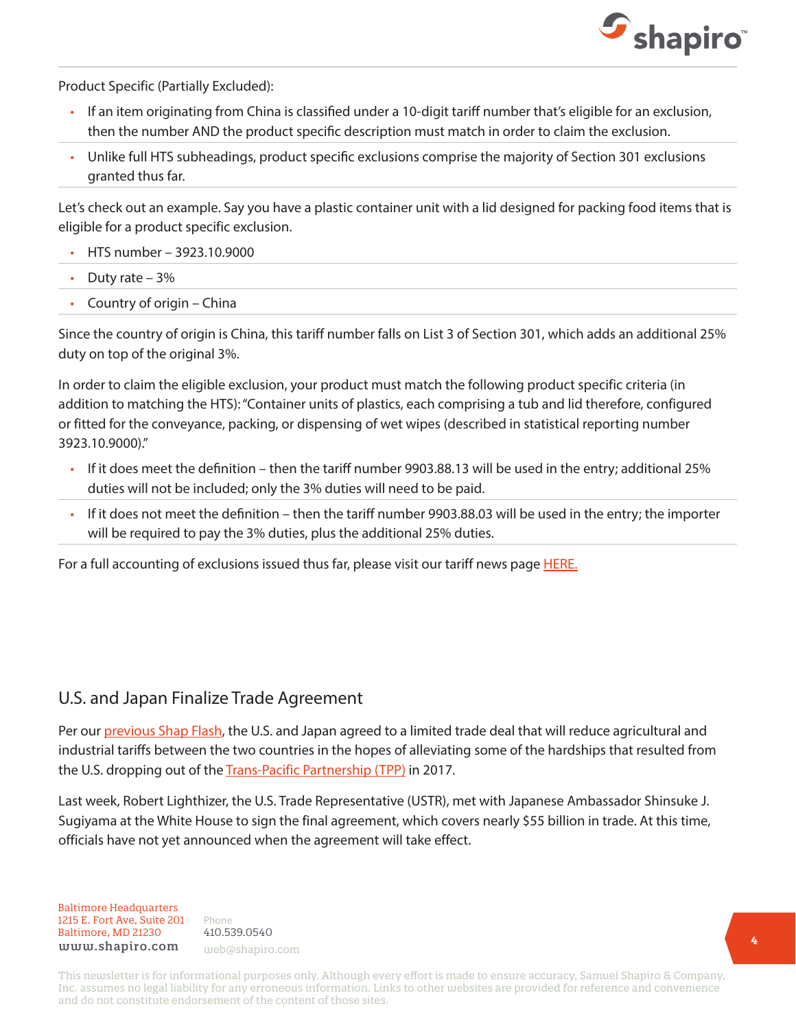Product Specific (Partially Excluded):

- If an item originating from China is classified under a 10-digit tariff number that's eligible for an exclusion, then the number AND the product specific description must match in order to claim the exclusion.
- Unlike full HTS subheadings, product specific exclusions comprise the majority of Section 301 exclusions granted thus far.

Let's check out an example. Say you have a plastic container unit with a lid designed for packing food items that is eligible for a product specific exclusion.

- HTS number – 3923.10.9000
- Duty rate – 3%
- Country of origin – China

Since the country of origin is China, this tariff number falls on List 3 of Section 301, which adds an additional 25% duty on top of the original 3%.

In order to claim the eligible exclusion, your product must match the following product specific criteria (in addition to matching the HTS): "Container units of plastics, each comprising a tub and lid therefore, configured or fitted for the conveyance, packing, or dispensing of wet wipes (described in statistical reporting number 3923.10.9000)."

- If it does meet the definition – then the tariff number 9903.88.13 will be used in the entry; additional 25% duties will not be included; only the 3% duties will need to be paid.
- If it does not meet the definition – then the tariff number 9903.88.03 will be used in the entry; the importer will be required to pay the 3% duties, plus the additional 25% duties.

For a full accounting of exclusions issued thus far, please visit our tariff news page HERE.

## U.S. and Japan Finalize Trade Agreement

Per our previous Shap Flash, the U.S. and Japan agreed to a limited trade deal that will reduce agricultural and industrial tariffs between the two countries in the hopes of alleviating some of the hardships that resulted from the U.S. dropping out of the Trans-Pacific Partnership (TPP) in 2017.

Last week, Robert Lighthizer, the U.S. Trade Representative (USTR), met with Japanese Ambassador Shinsuke J. Sugiyama at the White House to sign the final agreement, which covers nearly $55 billion in trade. At this time, officials have not yet announced when the agreement will take effect.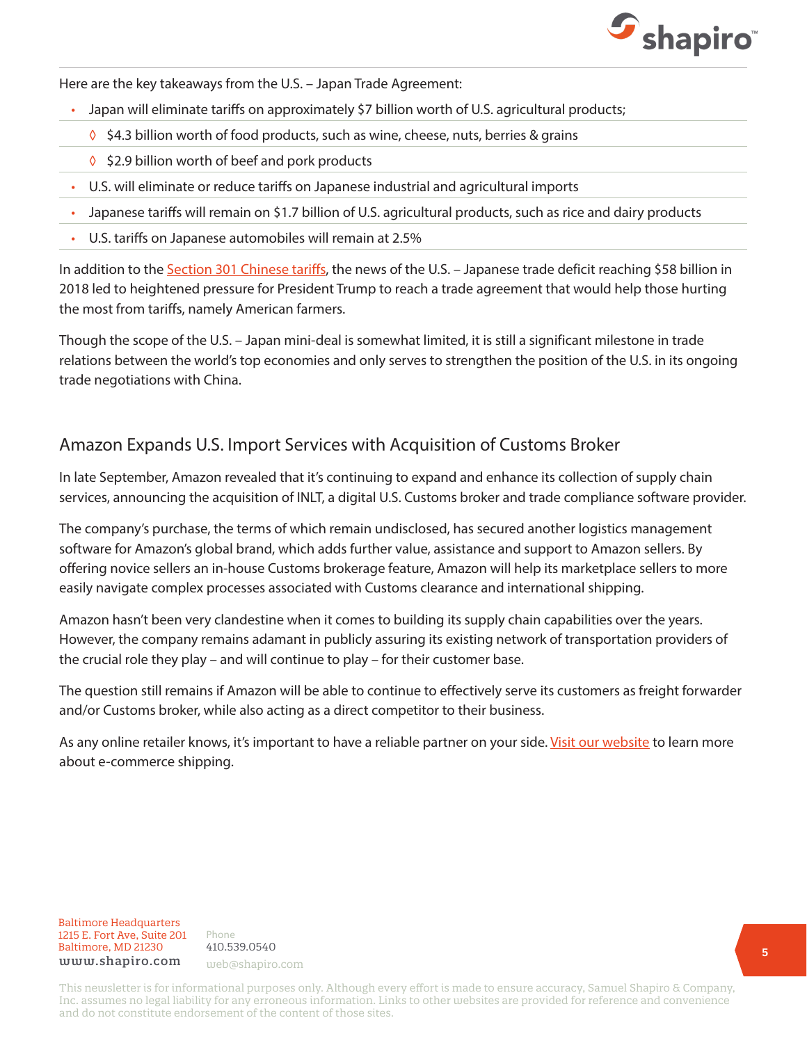Here are the key takeaways from the U.S. – Japan Trade Agreement:

- Japan will eliminate tariffs on approximately $7 billion worth of U.S. agricultural products;
  - $4.3 billion worth of food products, such as wine, cheese, nuts, berries & grains
  - $2.9 billion worth of beef and pork products
- U.S. will eliminate or reduce tariffs on Japanese industrial and agricultural imports
- Japanese tariffs will remain on $1.7 billion of U.S. agricultural products, such as rice and dairy products
- U.S. tariffs on Japanese automobiles will remain at 2.5%

In addition to the Section 301 Chinese tariffs, the news of the U.S. – Japanese trade deficit reaching $58 billion in 2018 led to heightened pressure for President Trump to reach a trade agreement that would help those hurting the most from tariffs, namely American farmers.

Though the scope of the U.S. – Japan mini-deal is somewhat limited, it is still a significant milestone in trade relations between the world's top economies and only serves to strengthen the position of the U.S. in its ongoing trade negotiations with China.

## Amazon Expands U.S. Import Services with Acquisition of Customs Broker

In late September, Amazon revealed that it's continuing to expand and enhance its collection of supply chain services, announcing the acquisition of INLT, a digital U.S. Customs broker and trade compliance software provider.

The company's purchase, the terms of which remain undisclosed, has secured another logistics management software for Amazon's global brand, which adds further value, assistance and support to Amazon sellers. By offering novice sellers an in-house Customs brokerage feature, Amazon will help its marketplace sellers to more easily navigate complex processes associated with Customs clearance and international shipping.

Amazon hasn't been very clandestine when it comes to building its supply chain capabilities over the years. However, the company remains adamant in publicly assuring its existing network of transportation providers of the crucial role they play – and will continue to play – for their customer base.

The question still remains if Amazon will be able to continue to effectively serve its customers as freight forwarder and/or Customs broker, while also acting as a direct competitor to their business.

As any online retailer knows, it's important to have a reliable partner on your side. Visit our website to learn more about e-commerce shipping.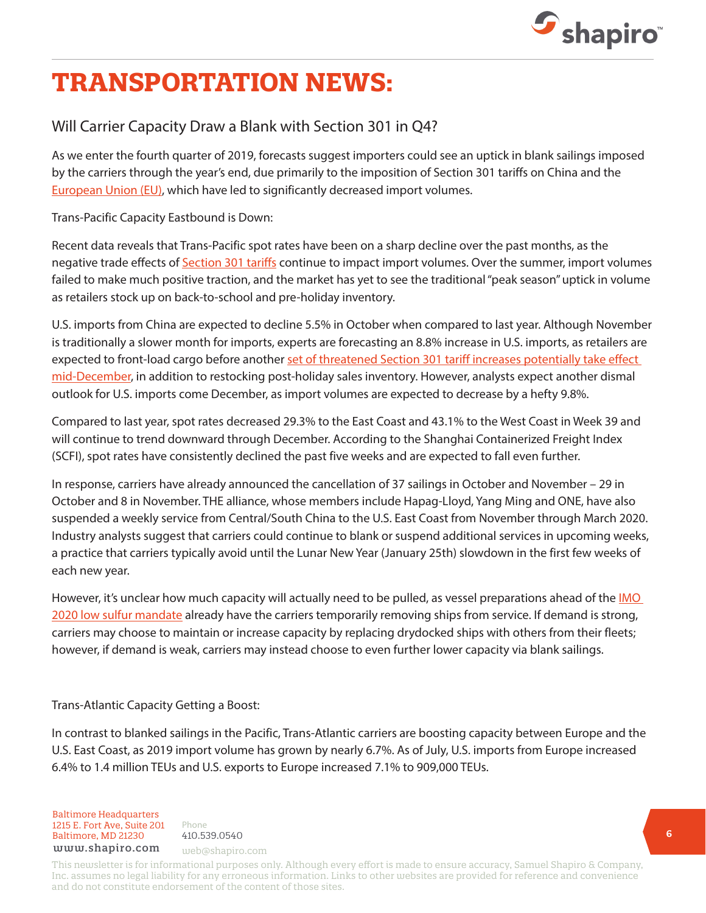# TRANSPORTATION NEWS:

## Will Carrier Capacity Draw a Blank with Section 301 in Q4?

As we enter the fourth quarter of 2019, forecasts suggest importers could see an uptick in blank sailings imposed by the carriers through the year's end, due primarily to the imposition of Section 301 tariffs on China and the European Union (EU), which have led to significantly decreased import volumes.

Trans-Pacific Capacity Eastbound is Down:

Recent data reveals that Trans-Pacific spot rates have been on a sharp decline over the past months, as the negative trade effects of Section 301 tariffs continue to impact import volumes. Over the summer, import volumes failed to make much positive traction, and the market has yet to see the traditional "peak season" uptick in volume as retailers stock up on back-to-school and pre-holiday inventory.

U.S. imports from China are expected to decline 5.5% in October when compared to last year. Although November is traditionally a slower month for imports, experts are forecasting an 8.8% increase in U.S. imports, as retailers are expected to front-load cargo before another set of threatened Section 301 tariff increases potentially take effect mid-December, in addition to restocking post-holiday sales inventory. However, analysts expect another dismal outlook for U.S. imports come December, as import volumes are expected to decrease by a hefty 9.8%.

Compared to last year, spot rates decreased 29.3% to the East Coast and 43.1% to the West Coast in Week 39 and will continue to trend downward through December. According to the Shanghai Containerized Freight Index (SCFI), spot rates have consistently declined the past five weeks and are expected to fall even further.

In response, carriers have already announced the cancellation of 37 sailings in October and November – 29 in October and 8 in November. THE alliance, whose members include Hapag-Lloyd, Yang Ming and ONE, have also suspended a weekly service from Central/South China to the U.S. East Coast from November through March 2020. Industry analysts suggest that carriers could continue to blank or suspend additional services in upcoming weeks, a practice that carriers typically avoid until the Lunar New Year (January 25th) slowdown in the first few weeks of each new year.

However, it's unclear how much capacity will actually need to be pulled, as vessel preparations ahead of the IMO 2020 low sulfur mandate already have the carriers temporarily removing ships from service. If demand is strong, carriers may choose to maintain or increase capacity by replacing drydocked ships with others from their fleets; however, if demand is weak, carriers may instead choose to even further lower capacity via blank sailings.

Trans-Atlantic Capacity Getting a Boost:

In contrast to blanked sailings in the Pacific, Trans-Atlantic carriers are boosting capacity between Europe and the U.S. East Coast, as 2019 import volume has grown by nearly 6.7%. As of July, U.S. imports from Europe increased 6.4% to 1.4 million TEUs and U.S. exports to Europe increased 7.1% to 909,000 TEUs.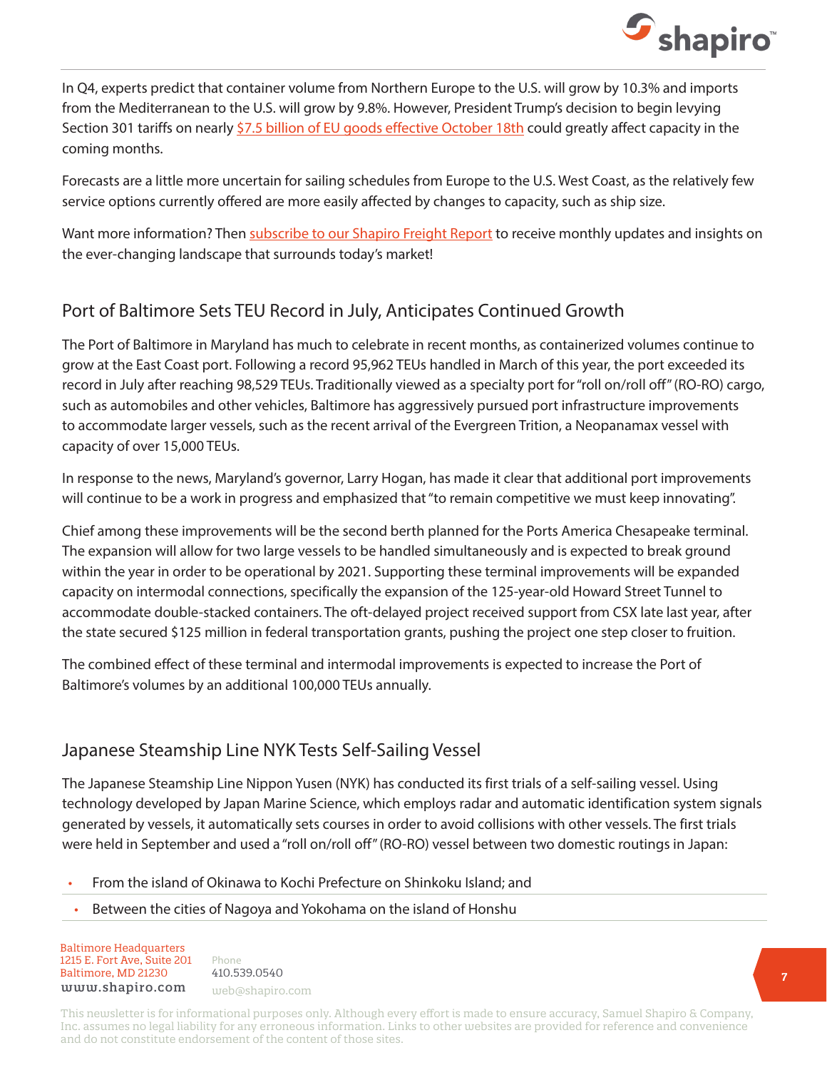In Q4, experts predict that container volume from Northern Europe to the U.S. will grow by 10.3% and imports from the Mediterranean to the U.S. will grow by 9.8%. However, President Trump's decision to begin levying Section 301 tariffs on nearly [$7.5 billion of EU goods effective October 18th]() could greatly affect capacity in the coming months.

Forecasts are a little more uncertain for sailing schedules from Europe to the U.S. West Coast, as the relatively few service options currently offered are more easily affected by changes to capacity, such as ship size.

Want more information? Then [subscribe to our Shapiro Freight Report]() to receive monthly updates and insights on the ever-changing landscape that surrounds today's market!

## Port of Baltimore Sets TEU Record in July, Anticipates Continued Growth

The Port of Baltimore in Maryland has much to celebrate in recent months, as containerized volumes continue to grow at the East Coast port. Following a record 95,962 TEUs handled in March of this year, the port exceeded its record in July after reaching 98,529 TEUs. Traditionally viewed as a specialty port for "roll on/roll off" (RO-RO) cargo, such as automobiles and other vehicles, Baltimore has aggressively pursued port infrastructure improvements to accommodate larger vessels, such as the recent arrival of the Evergreen Trition, a Neopanamax vessel with capacity of over 15,000 TEUs.

In response to the news, Maryland's governor, Larry Hogan, has made it clear that additional port improvements will continue to be a work in progress and emphasized that "to remain competitive we must keep innovating".

Chief among these improvements will be the second berth planned for the Ports America Chesapeake terminal. The expansion will allow for two large vessels to be handled simultaneously and is expected to break ground within the year in order to be operational by 2021. Supporting these terminal improvements will be expanded capacity on intermodal connections, specifically the expansion of the 125-year-old Howard Street Tunnel to accommodate double-stacked containers. The oft-delayed project received support from CSX late last year, after the state secured $125 million in federal transportation grants, pushing the project one step closer to fruition.

The combined effect of these terminal and intermodal improvements is expected to increase the Port of Baltimore's volumes by an additional 100,000 TEUs annually.

## Japanese Steamship Line NYK Tests Self-Sailing Vessel

The Japanese Steamship Line Nippon Yusen (NYK) has conducted its first trials of a self-sailing vessel. Using technology developed by Japan Marine Science, which employs radar and automatic identification system signals generated by vessels, it automatically sets courses in order to avoid collisions with other vessels. The first trials were held in September and used a "roll on/roll off" (RO-RO) vessel between two domestic routings in Japan:

- From the island of Okinawa to Kochi Prefecture on Shinkoku Island; and
- Between the cities of Nagoya and Yokohama on the island of Honshu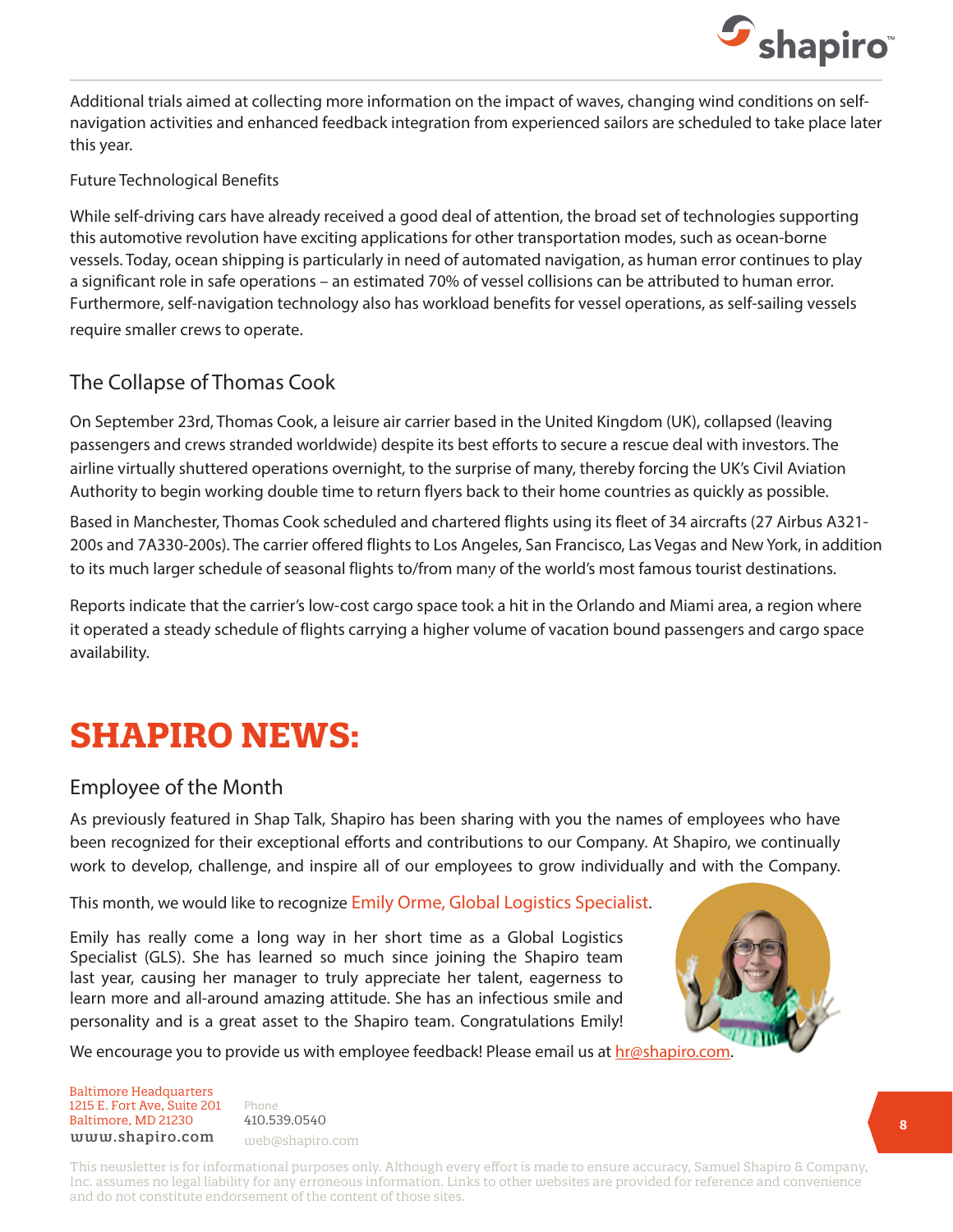Additional trials aimed at collecting more information on the impact of waves, changing wind conditions on self-navigation activities and enhanced feedback integration from experienced sailors are scheduled to take place later this year.

Future Technological Benefits

While self-driving cars have already received a good deal of attention, the broad set of technologies supporting this automotive revolution have exciting applications for other transportation modes, such as ocean-borne vessels. Today, ocean shipping is particularly in need of automated navigation, as human error continues to play a significant role in safe operations – an estimated 70% of vessel collisions can be attributed to human error. Furthermore, self-navigation technology also has workload benefits for vessel operations, as self-sailing vessels require smaller crews to operate.

## The Collapse of Thomas Cook

On September 23rd, Thomas Cook, a leisure air carrier based in the United Kingdom (UK), collapsed (leaving passengers and crews stranded worldwide) despite its best efforts to secure a rescue deal with investors. The airline virtually shuttered operations overnight, to the surprise of many, thereby forcing the UK's Civil Aviation Authority to begin working double time to return flyers back to their home countries as quickly as possible.

Based in Manchester, Thomas Cook scheduled and chartered flights using its fleet of 34 aircrafts (27 Airbus A321-200s and 7A330-200s). The carrier offered flights to Los Angeles, San Francisco, Las Vegas and New York, in addition to its much larger schedule of seasonal flights to/from many of the world's most famous tourist destinations.

Reports indicate that the carrier's low-cost cargo space took a hit in the Orlando and Miami area, a region where it operated a steady schedule of flights carrying a higher volume of vacation bound passengers and cargo space availability.

# SHAPIRO NEWS:

## Employee of the Month

As previously featured in Shap Talk, Shapiro has been sharing with you the names of employees who have been recognized for their exceptional efforts and contributions to our Company. At Shapiro, we continually work to develop, challenge, and inspire all of our employees to grow individually and with the Company.

This month, we would like to recognize Emily Orme, Global Logistics Specialist.

Emily has really come a long way in her short time as a Global Logistics Specialist (GLS). She has learned so much since joining the Shapiro team last year, causing her manager to truly appreciate her talent, eagerness to learn more and all-around amazing attitude. She has an infectious smile and personality and is a great asset to the Shapiro team. Congratulations Emily!

We encourage you to provide us with employee feedback! Please email us at hr@shapiro.com.

Baltimore Headquarters
1215 E. Fort Ave, Suite 201
Baltimore, MD 21230
www.shapiro.com

Phone
410.539.0540
web@shapiro.com

This newsletter is for informational purposes only. Although every effort is made to ensure accuracy, Samuel Shapiro & Company, Inc. assumes no legal liability for any erroneous information. Links to other websites are provided for reference and convenience and do not constitute endorsement of the content of those sites.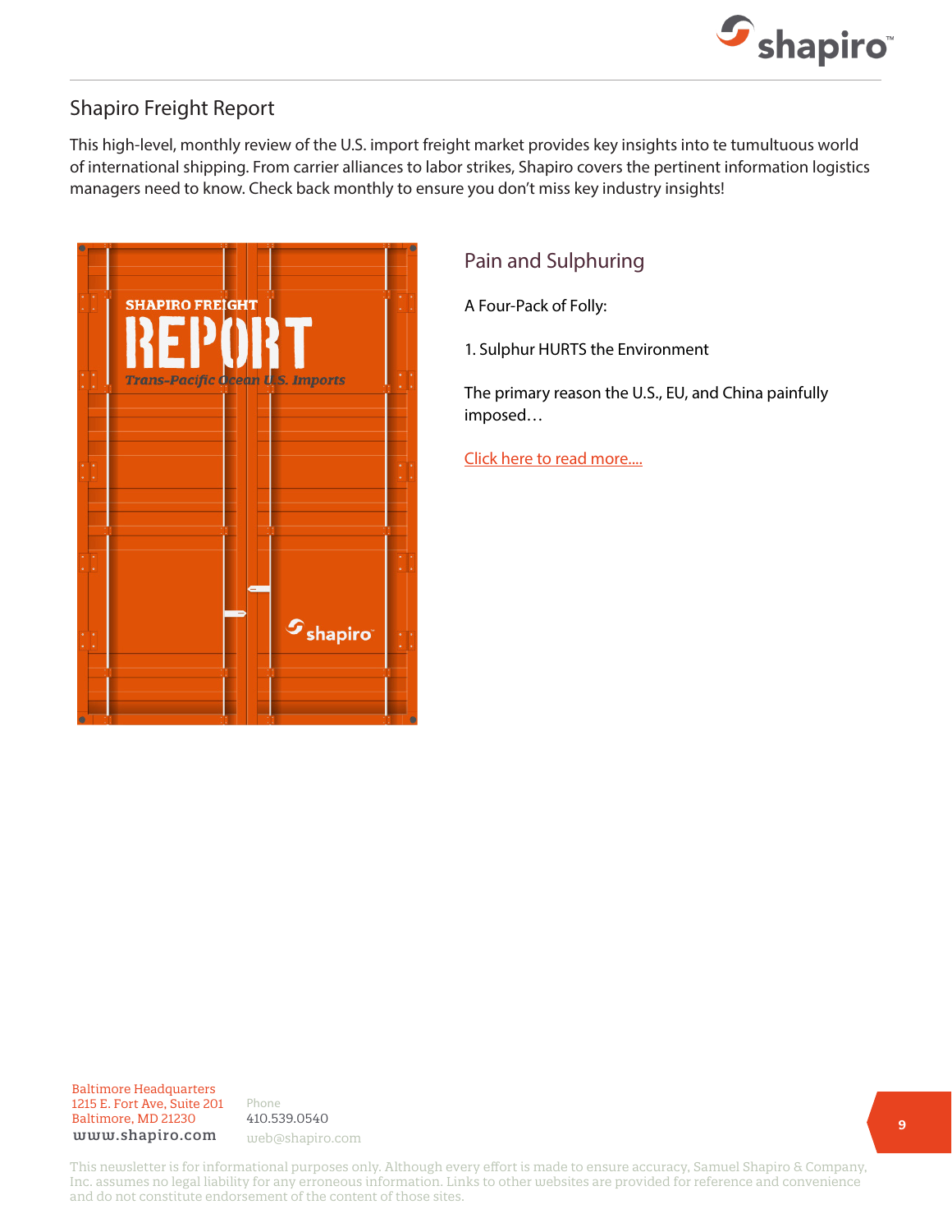## Shapiro Freight Report

This high-level, monthly review of the U.S. import freight market provides key insights into te tumultuous world of international shipping. From carrier alliances to labor strikes, Shapiro covers the pertinent information logistics managers need to know. Check back monthly to ensure you don't miss key industry insights!

SHAPIRO FREIGHT

REPORT

*Trans-Pacific Ocean U.S. Imports*

shapiro

### Pain and Sulphuring

A Four-Pack of Folly:

1. Sulphur HURTS the Environment

The primary reason the U.S., EU, and China painfully imposed…

Click here to read more....

Baltimore Headquarters
1215 E. Fort Ave, Suite 201
Baltimore, MD 21230
www.shapiro.com

Phone
410.539.0540
web@shapiro.com

This newsletter is for informational purposes only. Although every effort is made to ensure accuracy, Samuel Shapiro & Company, Inc. assumes no legal liability for any erroneous information. Links to other websites are provided for reference and convenience and do not constitute endorsement of the content of those sites.